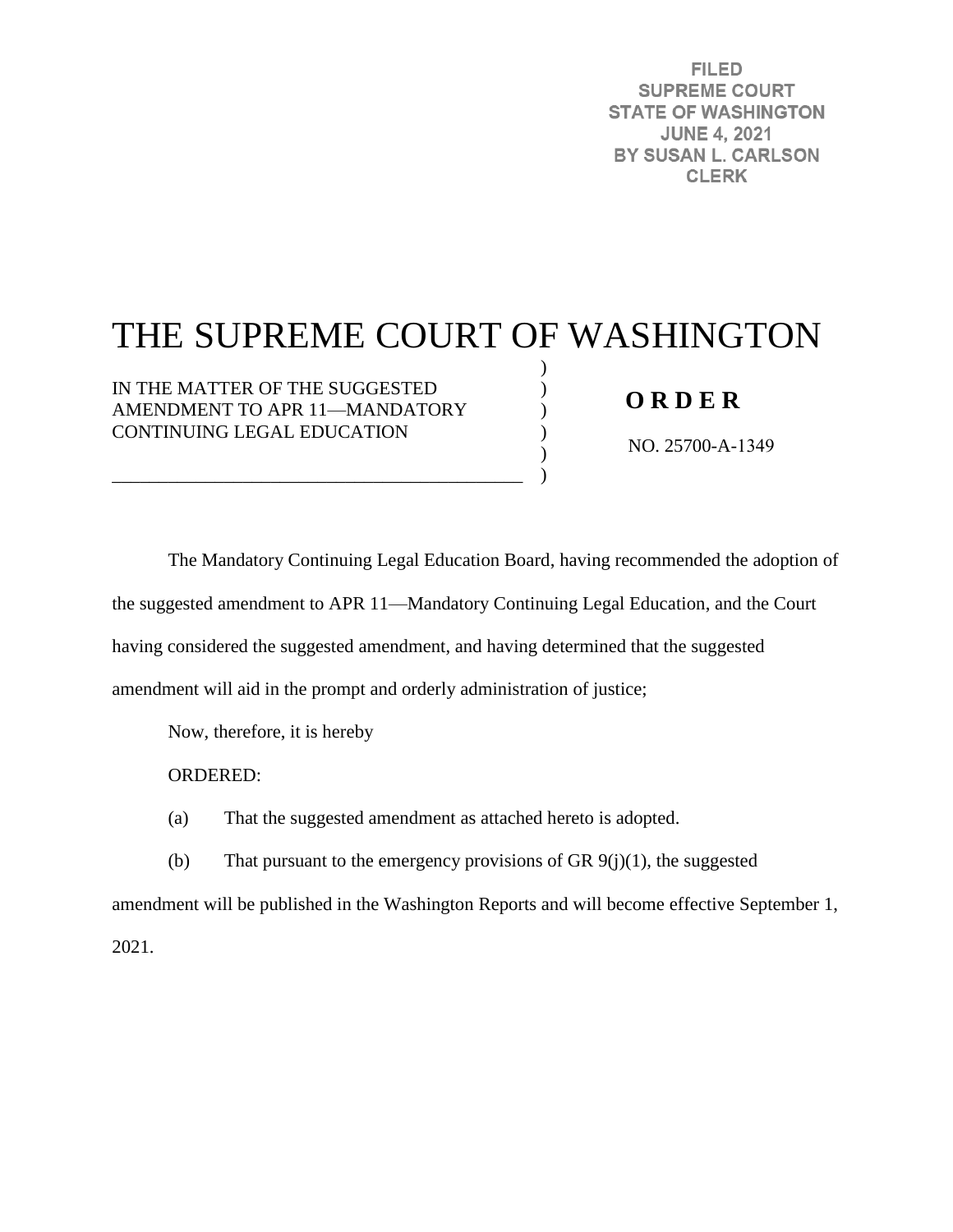FILED
SUPREME COURT
STATE OF WASHINGTON
JUNE 4, 2021
BY SUSAN L. CARLSON
CLERK

# THE SUPREME COURT OF WASHINGTON

IN THE MATTER OF THE SUGGESTED AMENDMENT TO APR 11—MANDATORY CONTINUING LEGAL EDUCATION

**O R D E R**

NO. 25700-A-1349

The Mandatory Continuing Legal Education Board, having recommended the adoption of the suggested amendment to APR 11—Mandatory Continuing Legal Education, and the Court having considered the suggested amendment, and having determined that the suggested amendment will aid in the prompt and orderly administration of justice;

Now, therefore, it is hereby

ORDERED:

(a) That the suggested amendment as attached hereto is adopted.

(b) That pursuant to the emergency provisions of GR 9(j)(1), the suggested amendment will be published in the Washington Reports and will become effective September 1, 2021.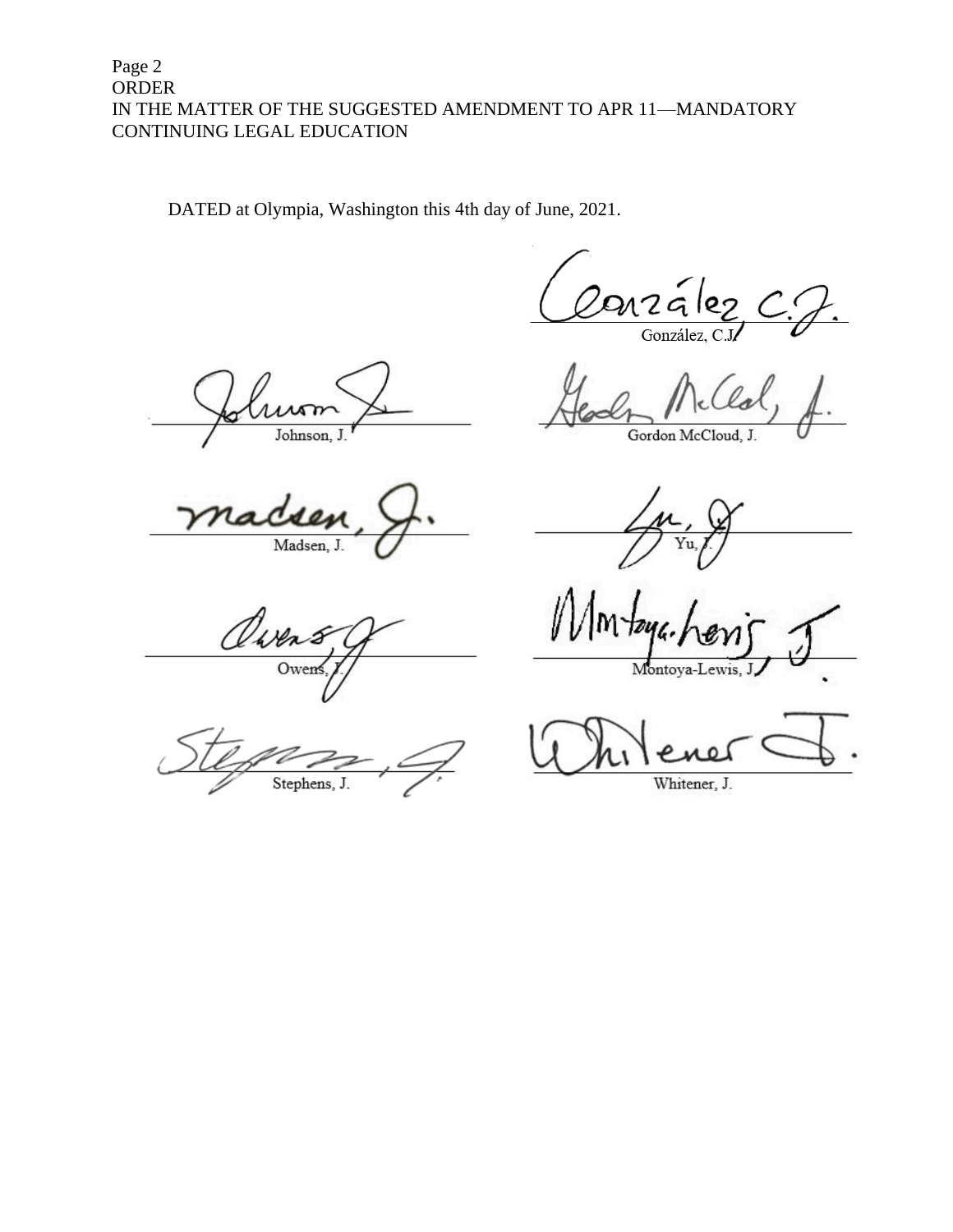DATED at Olympia, Washington this 4th day of June, 2021.

González, C.J.

Johnson, J.

Gordon McCloud, J.

Madsen, J.

Yu, J.

Owens, J.

Montoya-Lewis, J.

Stephens, J.

Whitener, J.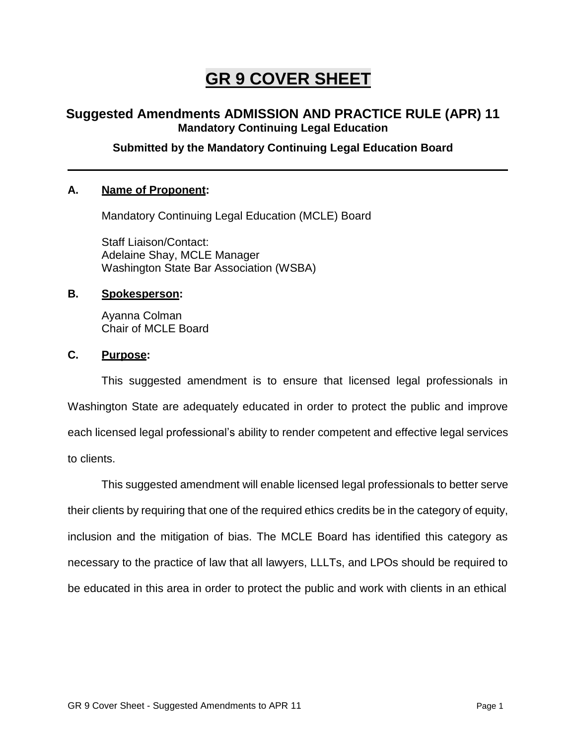# GR 9 COVER SHEET

## Suggested Amendments ADMISSION AND PRACTICE RULE (APR) 11

### Mandatory Continuing Legal Education

**Submitted by the Mandatory Continuing Legal Education Board**

---

**A. Name of Proponent:**

Mandatory Continuing Legal Education (MCLE) Board

Staff Liaison/Contact:
Adelaine Shay, MCLE Manager
Washington State Bar Association (WSBA)

**B. Spokesperson:**

Ayanna Colman
Chair of MCLE Board

**C. Purpose:**

This suggested amendment is to ensure that licensed legal professionals in Washington State are adequately educated in order to protect the public and improve each licensed legal professional's ability to render competent and effective legal services to clients.

This suggested amendment will enable licensed legal professionals to better serve their clients by requiring that one of the required ethics credits be in the category of equity, inclusion and the mitigation of bias. The MCLE Board has identified this category as necessary to the practice of law that all lawyers, LLLTs, and LPOs should be required to be educated in this area in order to protect the public and work with clients in an ethical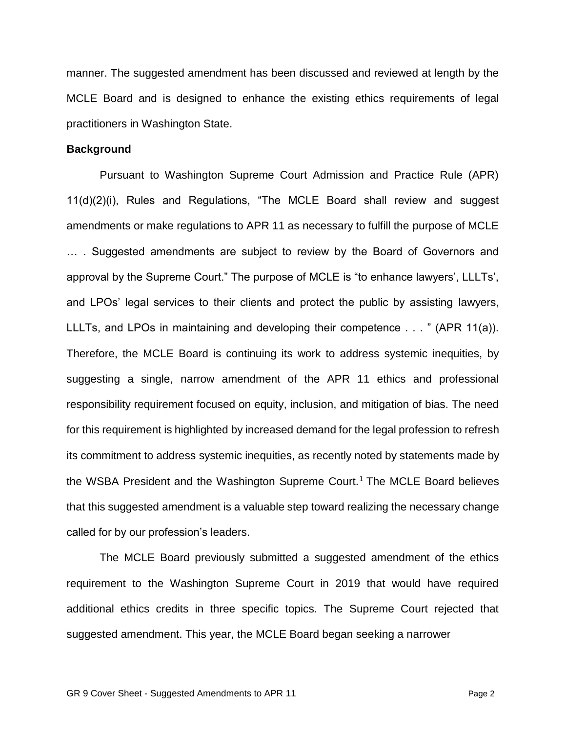manner. The suggested amendment has been discussed and reviewed at length by the MCLE Board and is designed to enhance the existing ethics requirements of legal practitioners in Washington State.

**Background**

Pursuant to Washington Supreme Court Admission and Practice Rule (APR) 11(d)(2)(i), Rules and Regulations, "The MCLE Board shall review and suggest amendments or make regulations to APR 11 as necessary to fulfill the purpose of MCLE … . Suggested amendments are subject to review by the Board of Governors and approval by the Supreme Court." The purpose of MCLE is "to enhance lawyers', LLLTs', and LPOs' legal services to their clients and protect the public by assisting lawyers, LLLTs, and LPOs in maintaining and developing their competence . . . " (APR 11(a)). Therefore, the MCLE Board is continuing its work to address systemic inequities, by suggesting a single, narrow amendment of the APR 11 ethics and professional responsibility requirement focused on equity, inclusion, and mitigation of bias. The need for this requirement is highlighted by increased demand for the legal profession to refresh its commitment to address systemic inequities, as recently noted by statements made by the WSBA President and the Washington Supreme Court.[1] The MCLE Board believes that this suggested amendment is a valuable step toward realizing the necessary change called for by our profession's leaders.

The MCLE Board previously submitted a suggested amendment of the ethics requirement to the Washington Supreme Court in 2019 that would have required additional ethics credits in three specific topics. The Supreme Court rejected that suggested amendment. This year, the MCLE Board began seeking a narrower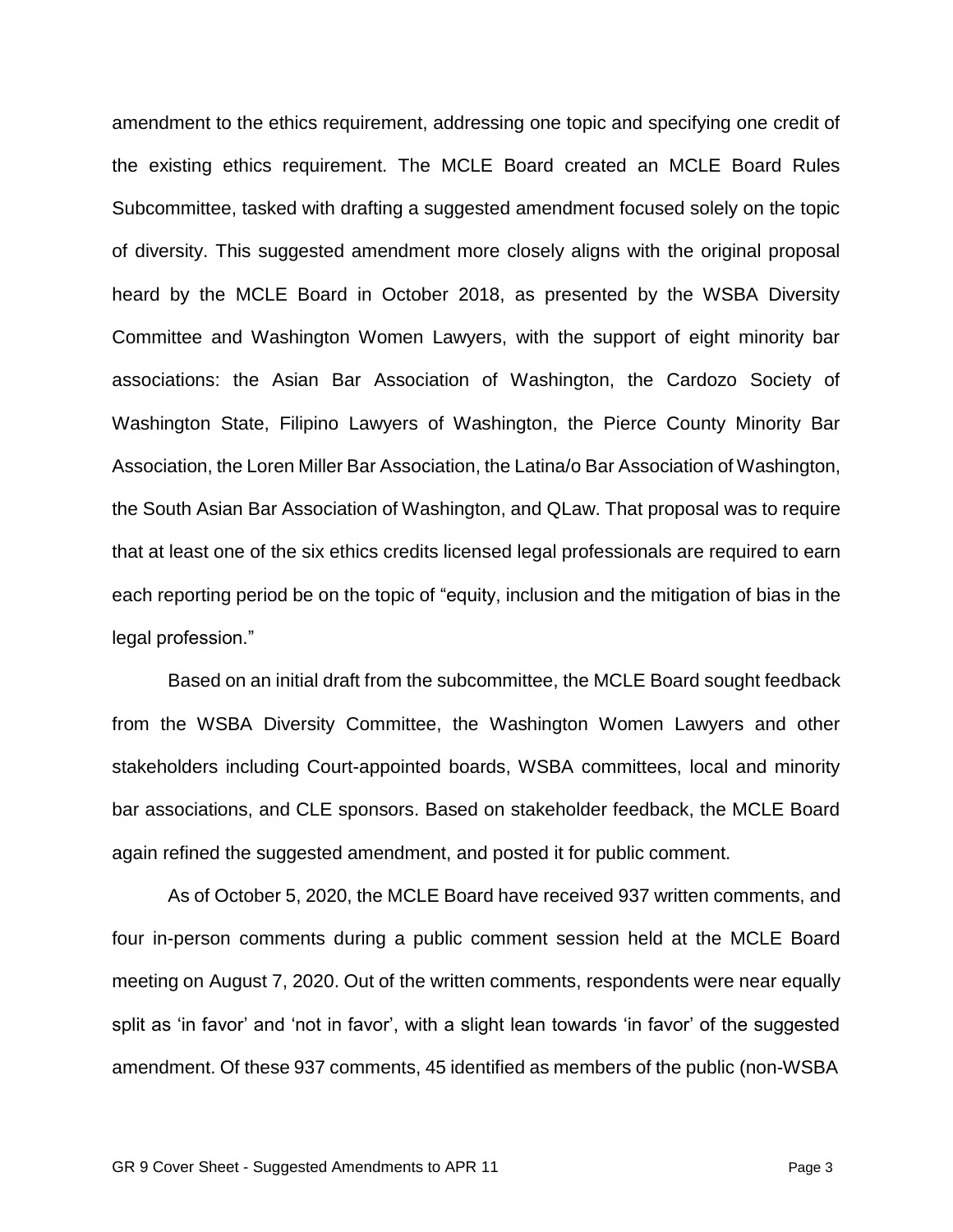amendment to the ethics requirement, addressing one topic and specifying one credit of the existing ethics requirement. The MCLE Board created an MCLE Board Rules Subcommittee, tasked with drafting a suggested amendment focused solely on the topic of diversity. This suggested amendment more closely aligns with the original proposal heard by the MCLE Board in October 2018, as presented by the WSBA Diversity Committee and Washington Women Lawyers, with the support of eight minority bar associations: the Asian Bar Association of Washington, the Cardozo Society of Washington State, Filipino Lawyers of Washington, the Pierce County Minority Bar Association, the Loren Miller Bar Association, the Latina/o Bar Association of Washington, the South Asian Bar Association of Washington, and QLaw. That proposal was to require that at least one of the six ethics credits licensed legal professionals are required to earn each reporting period be on the topic of "equity, inclusion and the mitigation of bias in the legal profession."

Based on an initial draft from the subcommittee, the MCLE Board sought feedback from the WSBA Diversity Committee, the Washington Women Lawyers and other stakeholders including Court-appointed boards, WSBA committees, local and minority bar associations, and CLE sponsors. Based on stakeholder feedback, the MCLE Board again refined the suggested amendment, and posted it for public comment.

As of October 5, 2020, the MCLE Board have received 937 written comments, and four in-person comments during a public comment session held at the MCLE Board meeting on August 7, 2020. Out of the written comments, respondents were near equally split as 'in favor' and 'not in favor', with a slight lean towards 'in favor' of the suggested amendment. Of these 937 comments, 45 identified as members of the public (non-WSBA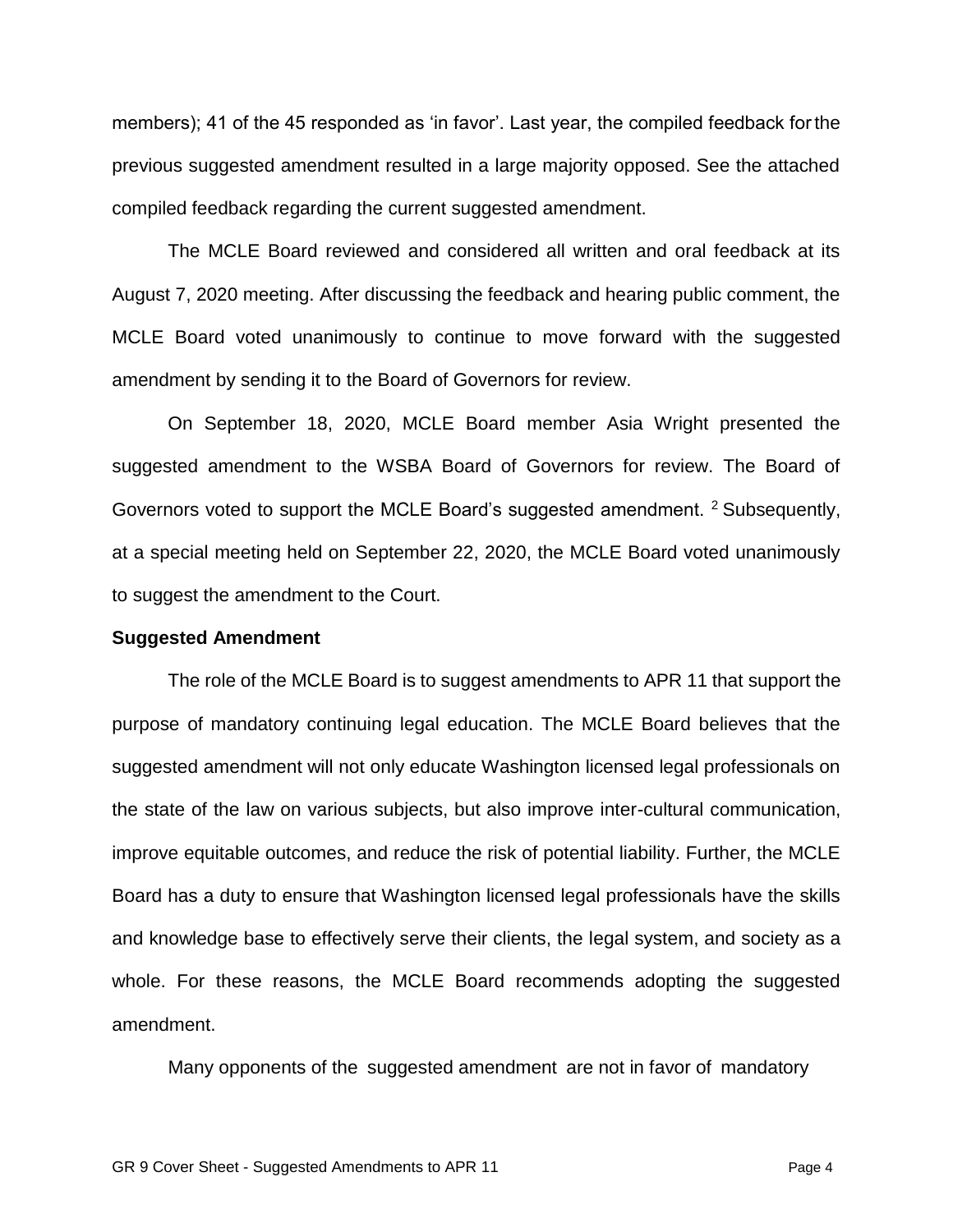members); 41 of the 45 responded as 'in favor'. Last year, the compiled feedback for the previous suggested amendment resulted in a large majority opposed. See the attached compiled feedback regarding the current suggested amendment.

The MCLE Board reviewed and considered all written and oral feedback at its August 7, 2020 meeting. After discussing the feedback and hearing public comment, the MCLE Board voted unanimously to continue to move forward with the suggested amendment by sending it to the Board of Governors for review.

On September 18, 2020, MCLE Board member Asia Wright presented the suggested amendment to the WSBA Board of Governors for review. The Board of Governors voted to support the MCLE Board's suggested amendment. [2] Subsequently, at a special meeting held on September 22, 2020, the MCLE Board voted unanimously to suggest the amendment to the Court.

**Suggested Amendment**

The role of the MCLE Board is to suggest amendments to APR 11 that support the purpose of mandatory continuing legal education. The MCLE Board believes that the suggested amendment will not only educate Washington licensed legal professionals on the state of the law on various subjects, but also improve inter-cultural communication, improve equitable outcomes, and reduce the risk of potential liability. Further, the MCLE Board has a duty to ensure that Washington licensed legal professionals have the skills and knowledge base to effectively serve their clients, the legal system, and society as a whole. For these reasons, the MCLE Board recommends adopting the suggested amendment.

Many opponents of the suggested amendment are not in favor of mandatory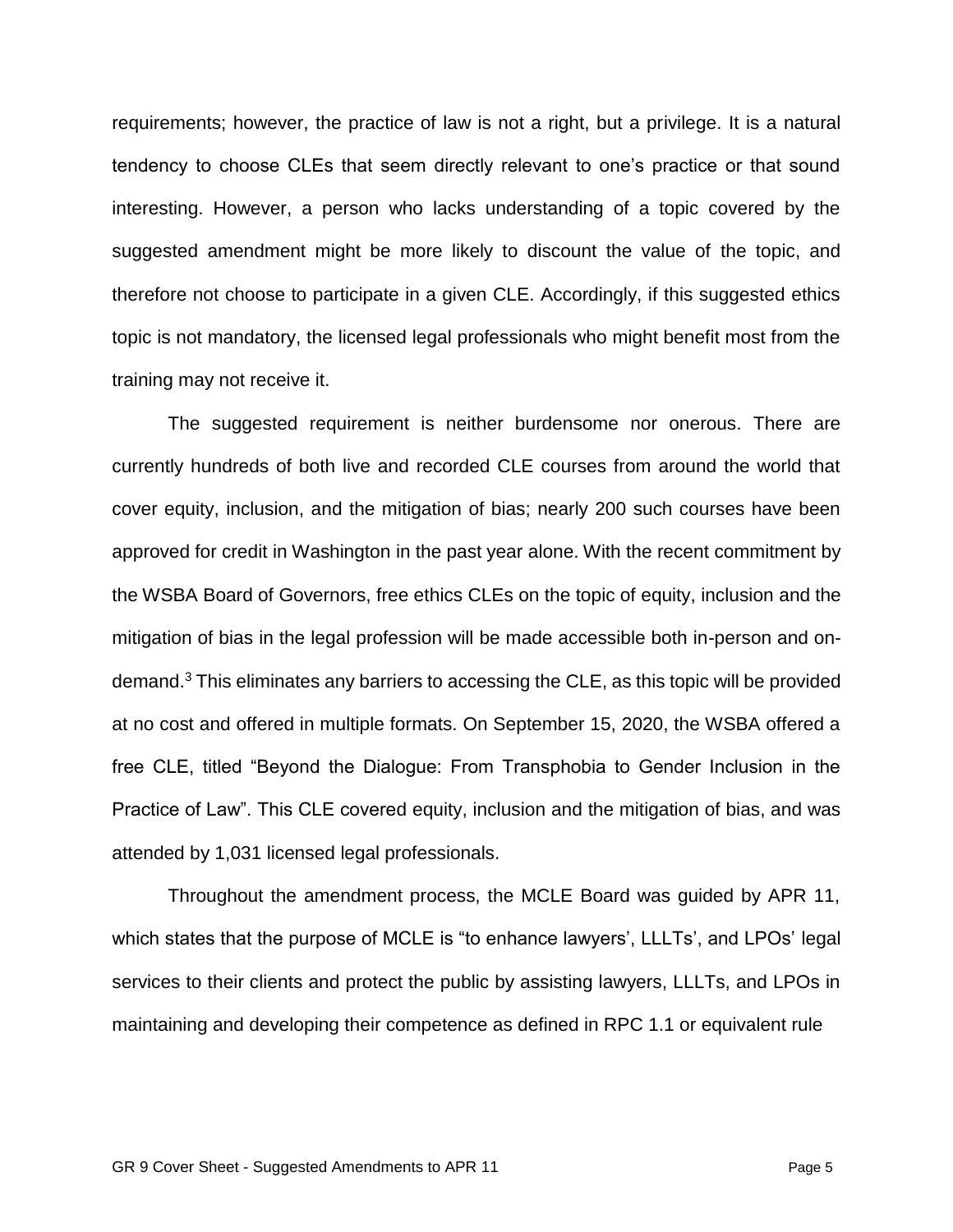requirements; however, the practice of law is not a right, but a privilege. It is a natural tendency to choose CLEs that seem directly relevant to one's practice or that sound interesting. However, a person who lacks understanding of a topic covered by the suggested amendment might be more likely to discount the value of the topic, and therefore not choose to participate in a given CLE. Accordingly, if this suggested ethics topic is not mandatory, the licensed legal professionals who might benefit most from the training may not receive it.

The suggested requirement is neither burdensome nor onerous. There are currently hundreds of both live and recorded CLE courses from around the world that cover equity, inclusion, and the mitigation of bias; nearly 200 such courses have been approved for credit in Washington in the past year alone. With the recent commitment by the WSBA Board of Governors, free ethics CLEs on the topic of equity, inclusion and the mitigation of bias in the legal profession will be made accessible both in-person and on-demand.[3] This eliminates any barriers to accessing the CLE, as this topic will be provided at no cost and offered in multiple formats. On September 15, 2020, the WSBA offered a free CLE, titled "Beyond the Dialogue: From Transphobia to Gender Inclusion in the Practice of Law". This CLE covered equity, inclusion and the mitigation of bias, and was attended by 1,031 licensed legal professionals.

Throughout the amendment process, the MCLE Board was guided by APR 11, which states that the purpose of MCLE is "to enhance lawyers', LLLTs', and LPOs' legal services to their clients and protect the public by assisting lawyers, LLLTs, and LPOs in maintaining and developing their competence as defined in RPC 1.1 or equivalent rule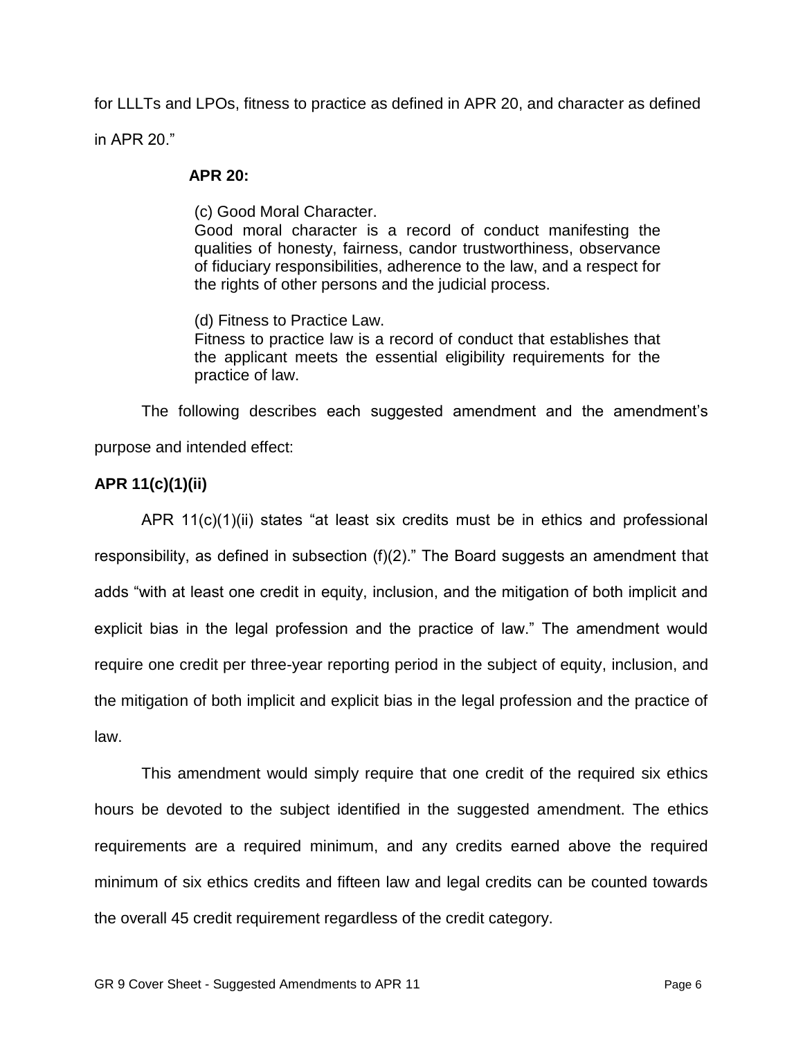for LLLTs and LPOs, fitness to practice as defined in APR 20, and character as defined in APR 20."

**APR 20:**

> (c) Good Moral Character.
> Good moral character is a record of conduct manifesting the qualities of honesty, fairness, candor trustworthiness, observance of fiduciary responsibilities, adherence to the law, and a respect for the rights of other persons and the judicial process.
>
> (d) Fitness to Practice Law.
> Fitness to practice law is a record of conduct that establishes that the applicant meets the essential eligibility requirements for the practice of law.

The following describes each suggested amendment and the amendment's purpose and intended effect:

**APR 11(c)(1)(ii)**

APR 11(c)(1)(ii) states "at least six credits must be in ethics and professional responsibility, as defined in subsection (f)(2)." The Board suggests an amendment that adds "with at least one credit in equity, inclusion, and the mitigation of both implicit and explicit bias in the legal profession and the practice of law." The amendment would require one credit per three-year reporting period in the subject of equity, inclusion, and the mitigation of both implicit and explicit bias in the legal profession and the practice of law.

This amendment would simply require that one credit of the required six ethics hours be devoted to the subject identified in the suggested amendment. The ethics requirements are a required minimum, and any credits earned above the required minimum of six ethics credits and fifteen law and legal credits can be counted towards the overall 45 credit requirement regardless of the credit category.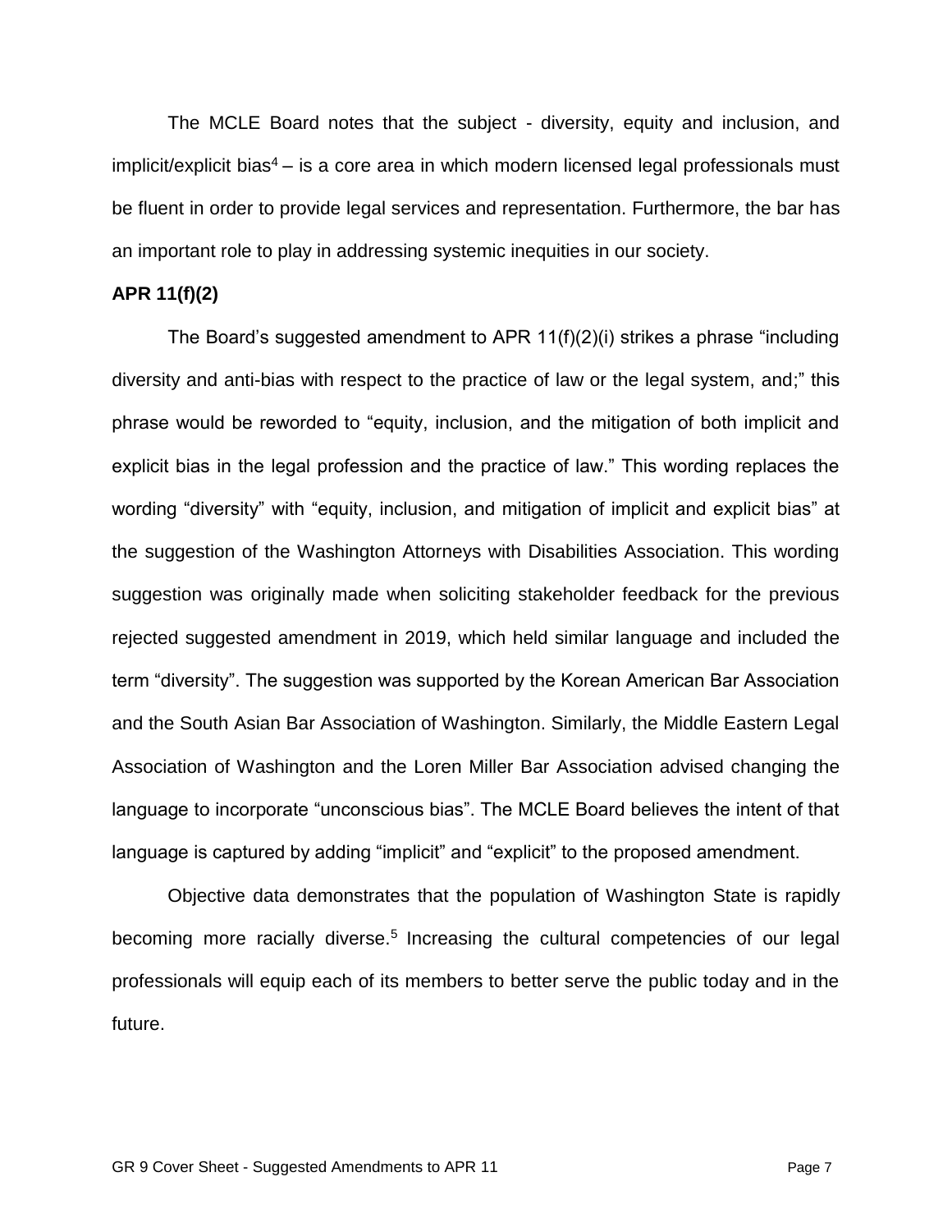The MCLE Board notes that the subject - diversity, equity and inclusion, and implicit/explicit bias[4] – is a core area in which modern licensed legal professionals must be fluent in order to provide legal services and representation. Furthermore, the bar has an important role to play in addressing systemic inequities in our society.

**APR 11(f)(2)**

The Board's suggested amendment to APR 11(f)(2)(i) strikes a phrase "including diversity and anti-bias with respect to the practice of law or the legal system, and;" this phrase would be reworded to "equity, inclusion, and the mitigation of both implicit and explicit bias in the legal profession and the practice of law." This wording replaces the wording "diversity" with "equity, inclusion, and mitigation of implicit and explicit bias" at the suggestion of the Washington Attorneys with Disabilities Association. This wording suggestion was originally made when soliciting stakeholder feedback for the previous rejected suggested amendment in 2019, which held similar language and included the term "diversity". The suggestion was supported by the Korean American Bar Association and the South Asian Bar Association of Washington. Similarly, the Middle Eastern Legal Association of Washington and the Loren Miller Bar Association advised changing the language to incorporate "unconscious bias". The MCLE Board believes the intent of that language is captured by adding "implicit" and "explicit" to the proposed amendment.

Objective data demonstrates that the population of Washington State is rapidly becoming more racially diverse.[5] Increasing the cultural competencies of our legal professionals will equip each of its members to better serve the public today and in the future.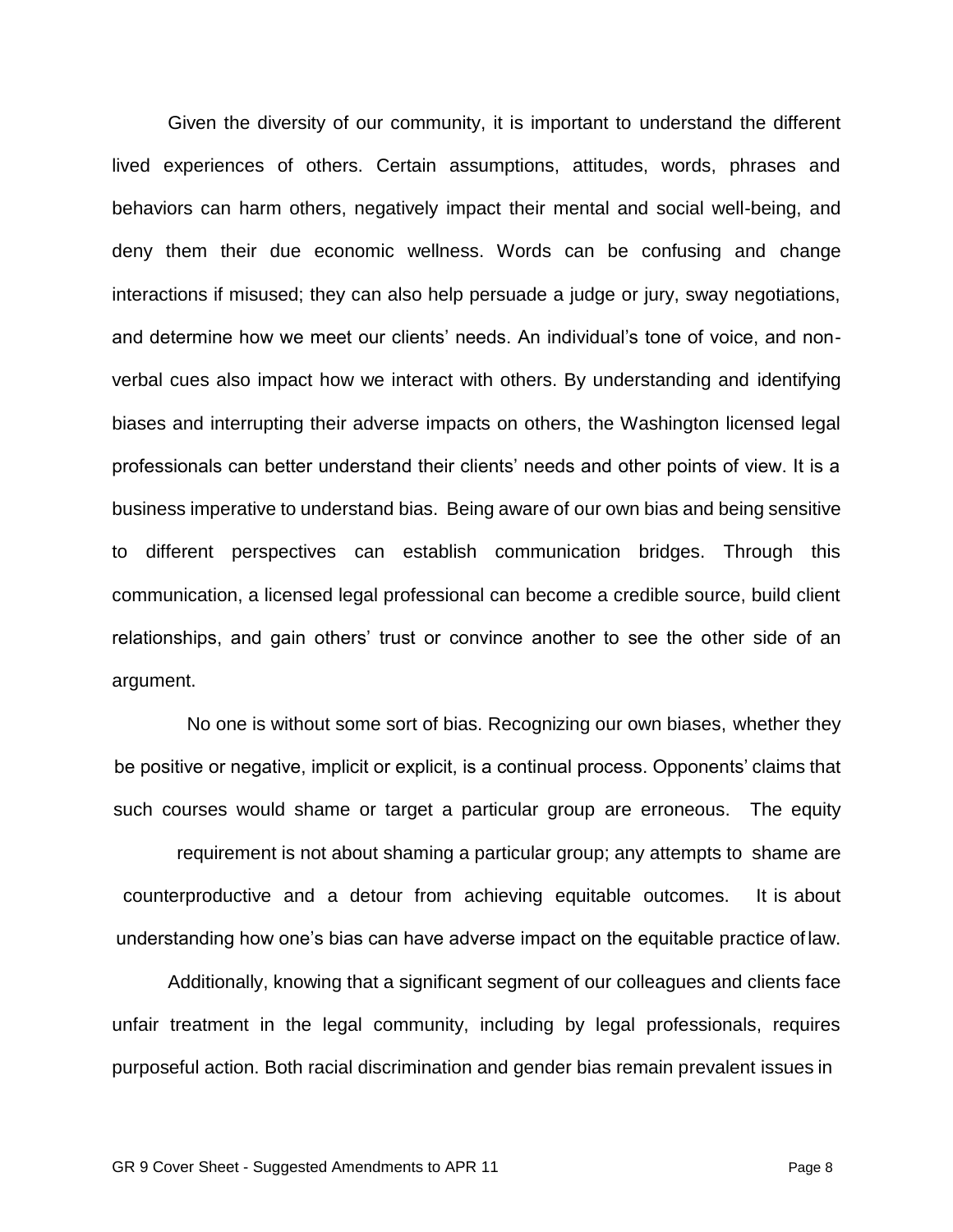Given the diversity of our community, it is important to understand the different lived experiences of others. Certain assumptions, attitudes, words, phrases and behaviors can harm others, negatively impact their mental and social well-being, and deny them their due economic wellness. Words can be confusing and change interactions if misused; they can also help persuade a judge or jury, sway negotiations, and determine how we meet our clients' needs. An individual's tone of voice, and non-verbal cues also impact how we interact with others. By understanding and identifying biases and interrupting their adverse impacts on others, the Washington licensed legal professionals can better understand their clients' needs and other points of view. It is a business imperative to understand bias. Being aware of our own bias and being sensitive to different perspectives can establish communication bridges. Through this communication, a licensed legal professional can become a credible source, build client relationships, and gain others' trust or convince another to see the other side of an argument.

No one is without some sort of bias. Recognizing our own biases, whether they be positive or negative, implicit or explicit, is a continual process. Opponents' claims that such courses would shame or target a particular group are erroneous. The equity requirement is not about shaming a particular group; any attempts to shame are counterproductive and a detour from achieving equitable outcomes. It is about understanding how one's bias can have adverse impact on the equitable practice of law.

Additionally, knowing that a significant segment of our colleagues and clients face unfair treatment in the legal community, including by legal professionals, requires purposeful action. Both racial discrimination and gender bias remain prevalent issues in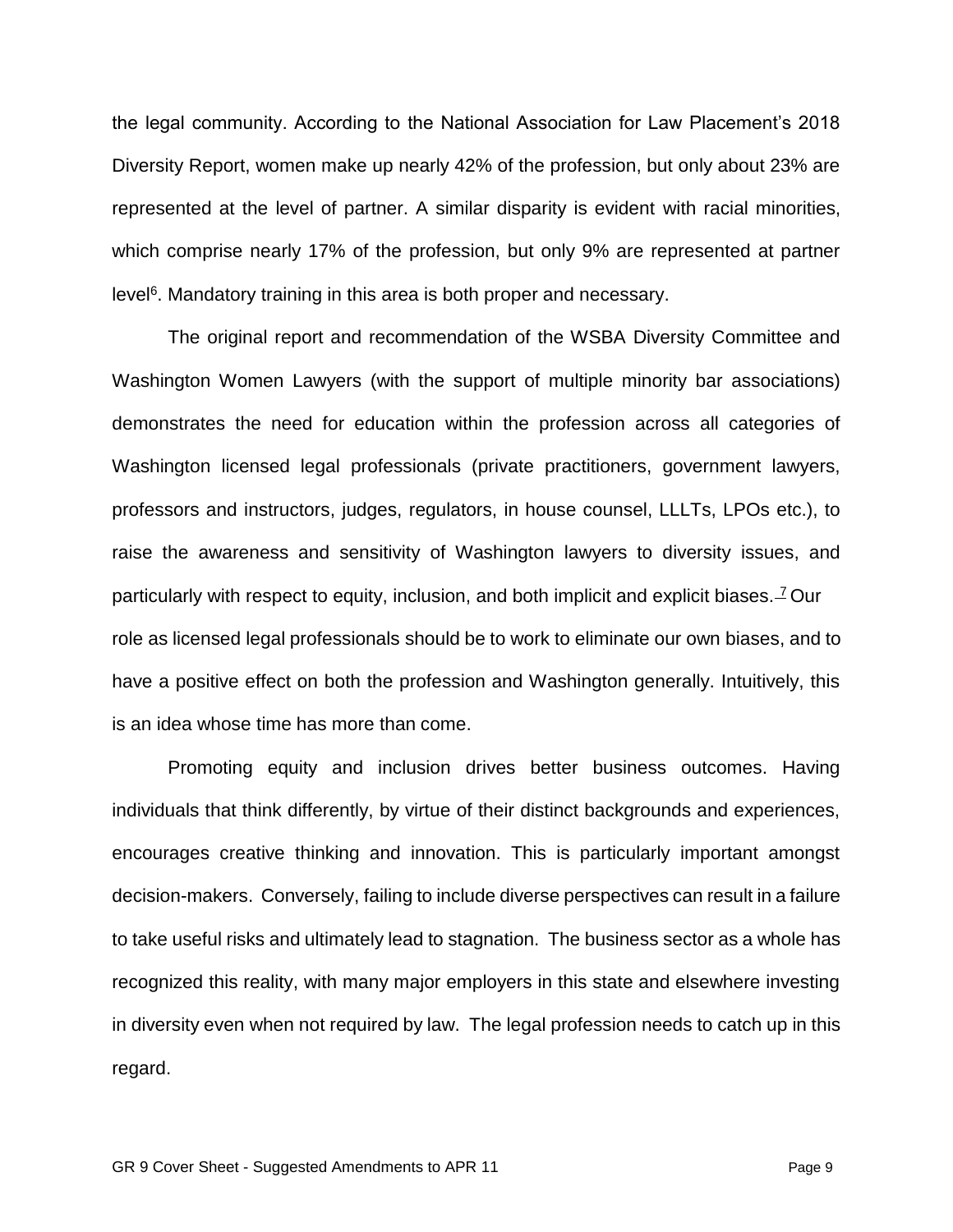the legal community. According to the National Association for Law Placement's 2018 Diversity Report, women make up nearly 42% of the profession, but only about 23% are represented at the level of partner. A similar disparity is evident with racial minorities, which comprise nearly 17% of the profession, but only 9% are represented at partner level[6]. Mandatory training in this area is both proper and necessary.

The original report and recommendation of the WSBA Diversity Committee and Washington Women Lawyers (with the support of multiple minority bar associations) demonstrates the need for education within the profession across all categories of Washington licensed legal professionals (private practitioners, government lawyers, professors and instructors, judges, regulators, in house counsel, LLLTs, LPOs etc.), to raise the awareness and sensitivity of Washington lawyers to diversity issues, and particularly with respect to equity, inclusion, and both implicit and explicit biases.[7] Our role as licensed legal professionals should be to work to eliminate our own biases, and to have a positive effect on both the profession and Washington generally. Intuitively, this is an idea whose time has more than come.

Promoting equity and inclusion drives better business outcomes. Having individuals that think differently, by virtue of their distinct backgrounds and experiences, encourages creative thinking and innovation. This is particularly important amongst decision-makers. Conversely, failing to include diverse perspectives can result in a failure to take useful risks and ultimately lead to stagnation. The business sector as a whole has recognized this reality, with many major employers in this state and elsewhere investing in diversity even when not required by law. The legal profession needs to catch up in this regard.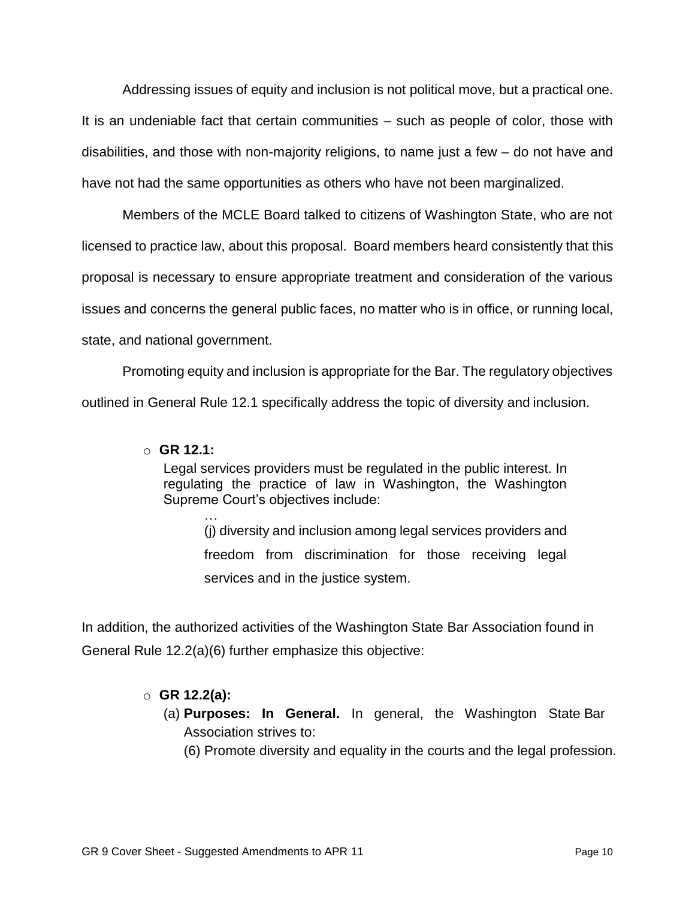Addressing issues of equity and inclusion is not political move, but a practical one. It is an undeniable fact that certain communities – such as people of color, those with disabilities, and those with non-majority religions, to name just a few – do not have and have not had the same opportunities as others who have not been marginalized.

Members of the MCLE Board talked to citizens of Washington State, who are not licensed to practice law, about this proposal. Board members heard consistently that this proposal is necessary to ensure appropriate treatment and consideration of the various issues and concerns the general public faces, no matter who is in office, or running local, state, and national government.

Promoting equity and inclusion is appropriate for the Bar. The regulatory objectives outlined in General Rule 12.1 specifically address the topic of diversity and inclusion.

- **GR 12.1:**

  Legal services providers must be regulated in the public interest. In regulating the practice of law in Washington, the Washington Supreme Court's objectives include:

  …

  (j) diversity and inclusion among legal services providers and freedom from discrimination for those receiving legal services and in the justice system.

In addition, the authorized activities of the Washington State Bar Association found in General Rule 12.2(a)(6) further emphasize this objective:

- **GR 12.2(a):**

  (a) **Purposes: In General.** In general, the Washington State Bar Association strives to:

  (6) Promote diversity and equality in the courts and the legal profession.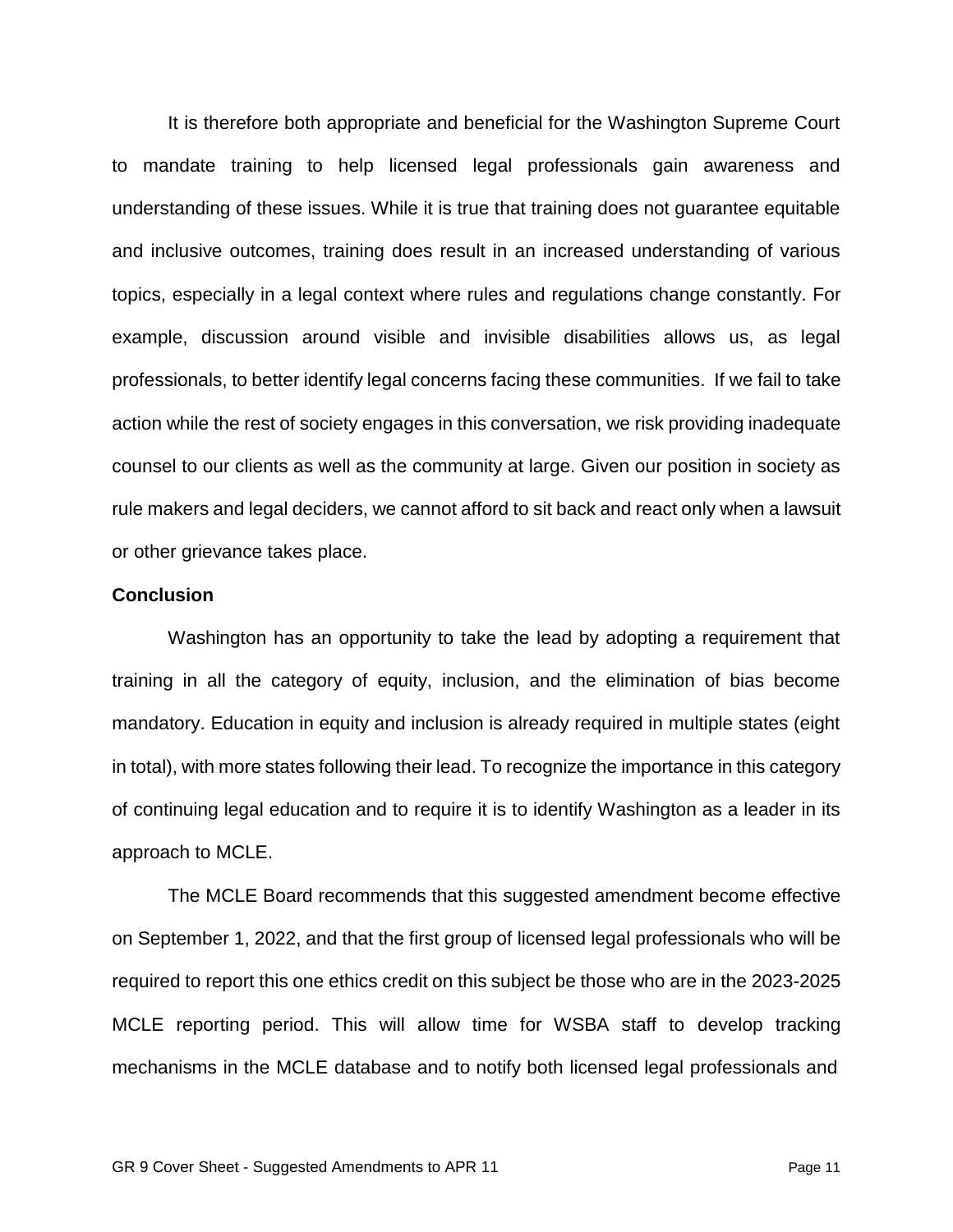It is therefore both appropriate and beneficial for the Washington Supreme Court to mandate training to help licensed legal professionals gain awareness and understanding of these issues. While it is true that training does not guarantee equitable and inclusive outcomes, training does result in an increased understanding of various topics, especially in a legal context where rules and regulations change constantly. For example, discussion around visible and invisible disabilities allows us, as legal professionals, to better identify legal concerns facing these communities. If we fail to take action while the rest of society engages in this conversation, we risk providing inadequate counsel to our clients as well as the community at large. Given our position in society as rule makers and legal deciders, we cannot afford to sit back and react only when a lawsuit or other grievance takes place.

**Conclusion**

Washington has an opportunity to take the lead by adopting a requirement that training in all the category of equity, inclusion, and the elimination of bias become mandatory. Education in equity and inclusion is already required in multiple states (eight in total), with more states following their lead. To recognize the importance in this category of continuing legal education and to require it is to identify Washington as a leader in its approach to MCLE.

The MCLE Board recommends that this suggested amendment become effective on September 1, 2022, and that the first group of licensed legal professionals who will be required to report this one ethics credit on this subject be those who are in the 2023-2025 MCLE reporting period. This will allow time for WSBA staff to develop tracking mechanisms in the MCLE database and to notify both licensed legal professionals and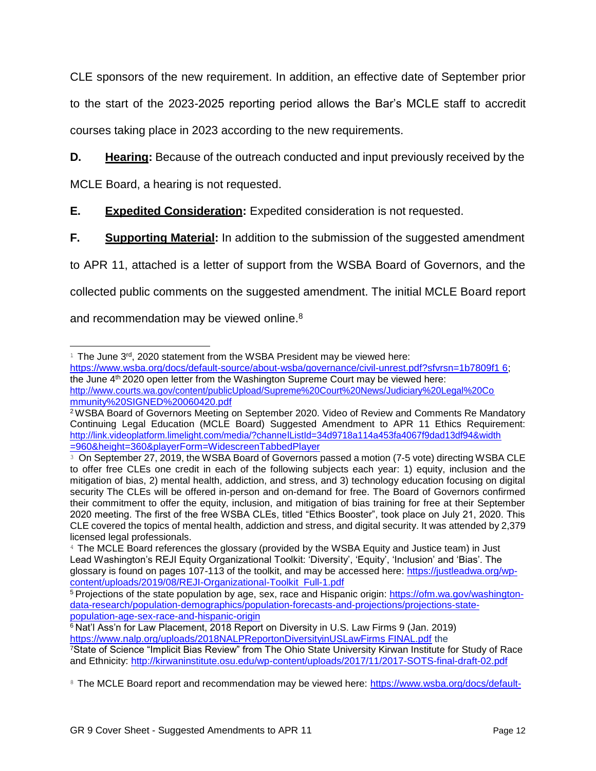CLE sponsors of the new requirement. In addition, an effective date of September prior to the start of the 2023-2025 reporting period allows the Bar's MCLE staff to accredit courses taking place in 2023 according to the new requirements.

**D. Hearing:** Because of the outreach conducted and input previously received by the MCLE Board, a hearing is not requested.

**E. Expedited Consideration:** Expedited consideration is not requested.

**F. Supporting Material:** In addition to the submission of the suggested amendment to APR 11, attached is a letter of support from the WSBA Board of Governors, and the collected public comments on the suggested amendment. The initial MCLE Board report and recommendation may be viewed online.[8]

---

[1] The June 3rd, 2020 statement from the WSBA President may be viewed here: https://www.wsba.org/docs/default-source/about-wsba/governance/civil-unrest.pdf?sfvrsn=1b7809f1 6; the June 4th 2020 open letter from the Washington Supreme Court may be viewed here: http://www.courts.wa.gov/content/publicUpload/Supreme%20Court%20News/Judiciary%20Legal%20Community%20SIGNED%20060420.pdf

[2] WSBA Board of Governors Meeting on September 2020. Video of Review and Comments Re Mandatory Continuing Legal Education (MCLE Board) Suggested Amendment to APR 11 Ethics Requirement: http://link.videoplatform.limelight.com/media/?channelListId=34d9718a114a453fa4067f9dad13df94&width=960&height=360&playerForm=WidescreenTabbedPlayer

[3] On September 27, 2019, the WSBA Board of Governors passed a motion (7-5 vote) directing WSBA CLE to offer free CLEs one credit in each of the following subjects each year: 1) equity, inclusion and the mitigation of bias, 2) mental health, addiction, and stress, and 3) technology education focusing on digital security The CLEs will be offered in-person and on-demand for free. The Board of Governors confirmed their commitment to offer the equity, inclusion, and mitigation of bias training for free at their September 2020 meeting. The first of the free WSBA CLEs, titled "Ethics Booster", took place on July 21, 2020. This CLE covered the topics of mental health, addiction and stress, and digital security. It was attended by 2,379 licensed legal professionals.

[4] The MCLE Board references the glossary (provided by the WSBA Equity and Justice team) in Just Lead Washington's REJI Equity Organizational Toolkit: 'Diversity', 'Equity', 'Inclusion' and 'Bias'. The glossary is found on pages 107-113 of the toolkit, and may be accessed here: https://justleadwa.org/wp-content/uploads/2019/08/REJI-Organizational-Toolkit_Full-1.pdf

[5] Projections of the state population by age, sex, race and Hispanic origin: https://ofm.wa.gov/washington-data-research/population-demographics/population-forecasts-and-projections/projections-state-population-age-sex-race-and-hispanic-origin

[6] Nat'l Ass'n for Law Placement, 2018 Report on Diversity in U.S. Law Firms 9 (Jan. 2019) https://www.nalp.org/uploads/2018NALPReportonDiversityinUSLawFirms FINAL.pdf the

[7] State of Science "Implicit Bias Review" from The Ohio State University Kirwan Institute for Study of Race and Ethnicity: http://kirwaninstitute.osu.edu/wp-content/uploads/2017/11/2017-SOTS-final-draft-02.pdf

[8] The MCLE Board report and recommendation may be viewed here: https://www.wsba.org/docs/default-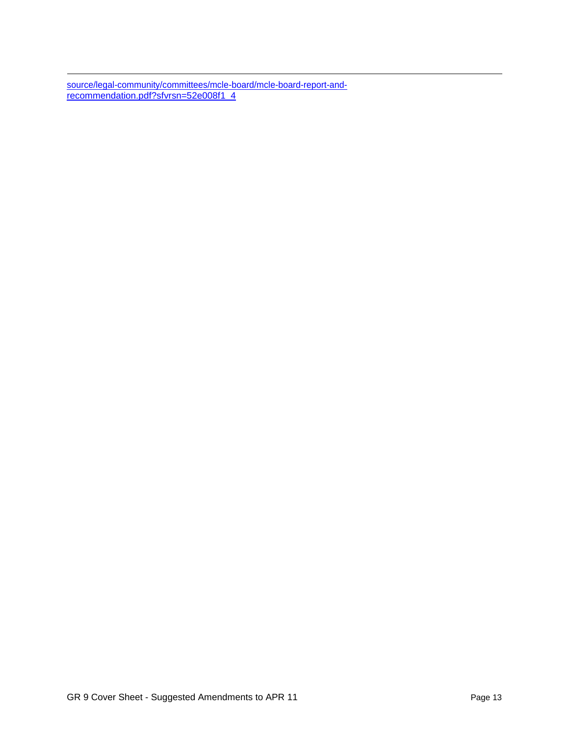source/legal-community/committees/mcle-board/mcle-board-report-and-recommendation.pdf?sfvrsn=52e008f1_4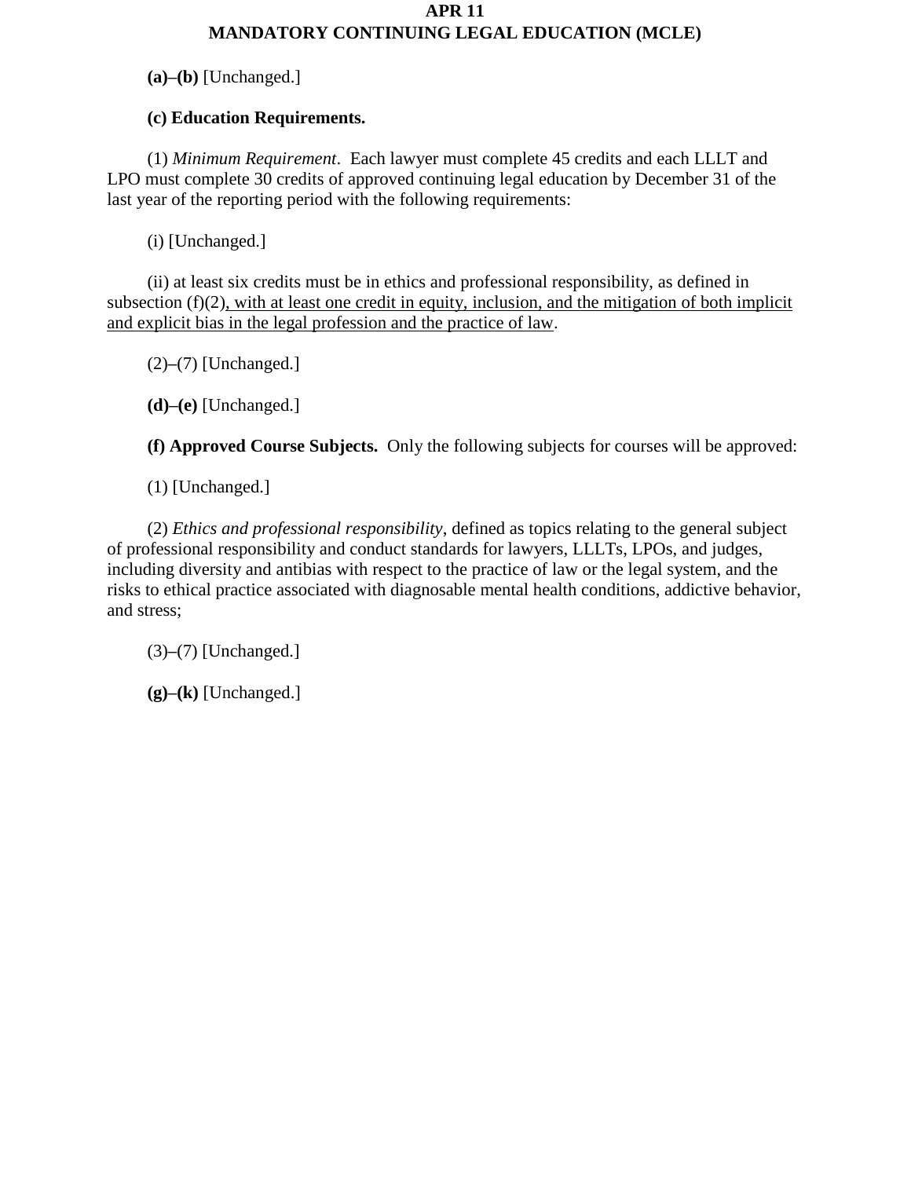# APR 11
# MANDATORY CONTINUING LEGAL EDUCATION (MCLE)

**(a)–(b)** [Unchanged.]

**(c) Education Requirements.**

(1) *Minimum Requirement*. Each lawyer must complete 45 credits and each LLLT and LPO must complete 30 credits of approved continuing legal education by December 31 of the last year of the reporting period with the following requirements:

(i) [Unchanged.]

(ii) at least six credits must be in ethics and professional responsibility, as defined in subsection (f)(2)<u>, with at least one credit in equity, inclusion, and the mitigation of both implicit and explicit bias in the legal profession and the practice of law</u>.

(2)–(7) [Unchanged.]

**(d)–(e)** [Unchanged.]

**(f) Approved Course Subjects.** Only the following subjects for courses will be approved:

(1) [Unchanged.]

(2) *Ethics and professional responsibility*, defined as topics relating to the general subject of professional responsibility and conduct standards for lawyers, LLLTs, LPOs, and judges, including diversity and antibias with respect to the practice of law or the legal system, and the risks to ethical practice associated with diagnosable mental health conditions, addictive behavior, and stress;

(3)–(7) [Unchanged.]

**(g)–(k)** [Unchanged.]